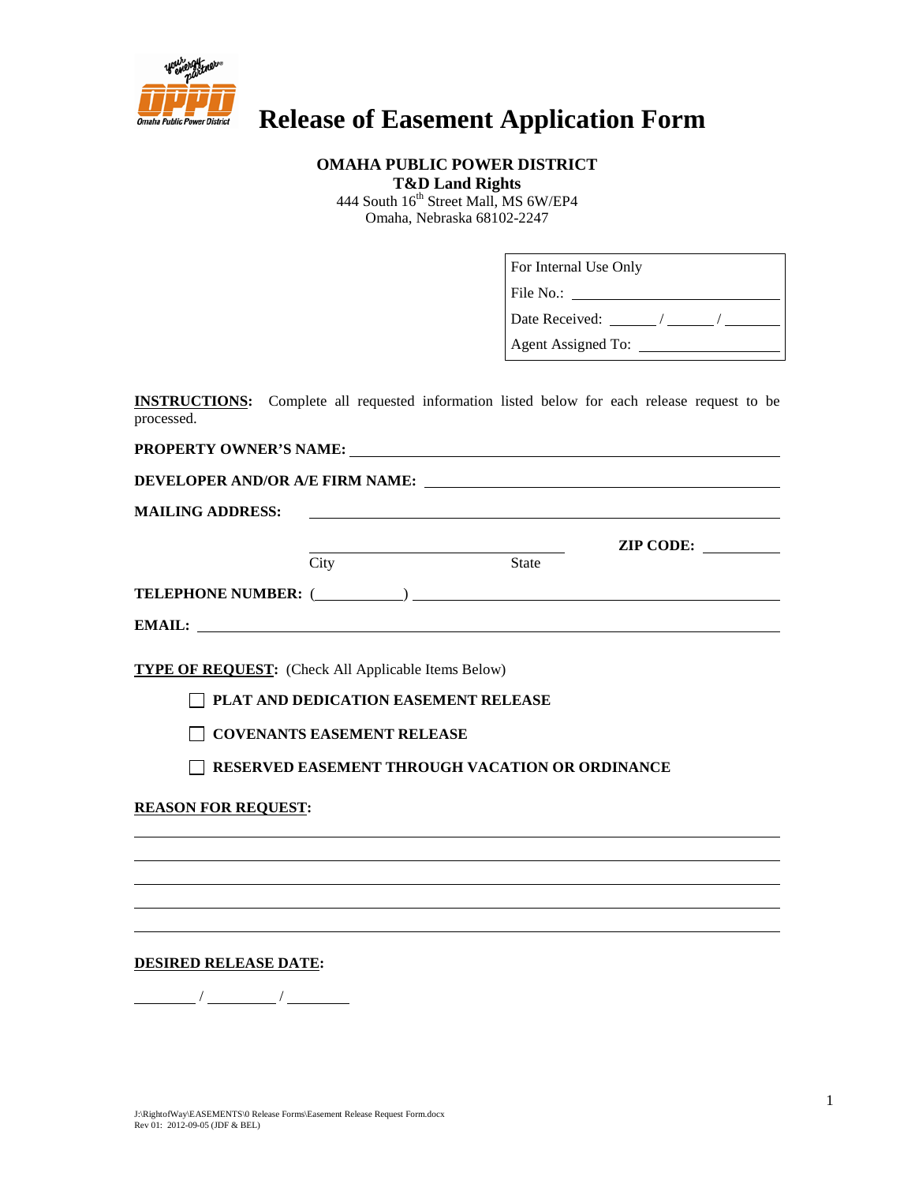# Release of Easement Application Form

**OMAHA PUBLIC POWER DISTRICT**
**T&D Land Rights**
444 South 16th Street Mall, MS 6W/EP4
Omaha, Nebraska 68102-2247

| For Internal Use Only |
|---|
| File No.: ____________________ |
| Date Received: _____ / _____ / _____ |
| Agent Assigned To: ______________ |

**INSTRUCTIONS:** Complete all requested information listed below for each release request to be processed.

**PROPERTY OWNER'S NAME:** ________________________________________

**DEVELOPER AND/OR A/E FIRM NAME:** ________________________________

**MAILING ADDRESS:** ________________________________________

________________________ **ZIP CODE:** __________
City State

**TELEPHONE NUMBER:** (________) ________________________________

**EMAIL:** ________________________________________

**TYPE OF REQUEST:** (Check All Applicable Items Below)

- ☐ **PLAT AND DEDICATION EASEMENT RELEASE**
- ☐ **COVENANTS EASEMENT RELEASE**
- ☐ **RESERVED EASEMENT THROUGH VACATION OR ORDINANCE**

**REASON FOR REQUEST:**

________________________________________

________________________________________

________________________________________

________________________________________

________________________________________

**DESIRED RELEASE DATE:**

_______ / _______ / _______

J:\RightofWay\EASEMENTS\0 Release Forms\Easement Release Request Form.docx
Rev 01: 2012-09-05 (JDF & BEL)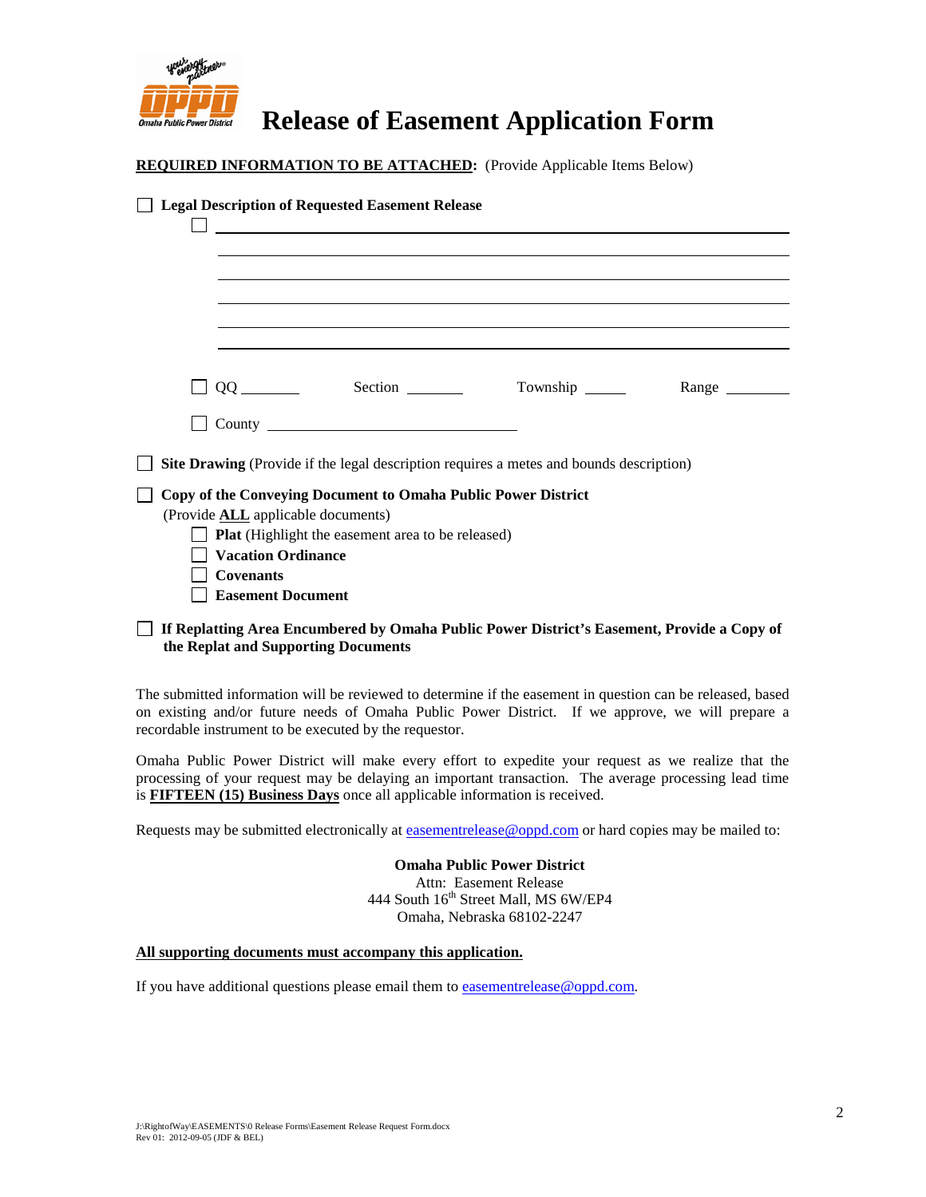# Release of Easement Application Form

**REQUIRED INFORMATION TO BE ATTACHED:** (Provide Applicable Items Below)

- ☐ **Legal Description of Requested Easement Release**
  - ☐ ______________________________________________
    ______________________________________________
    ______________________________________________
    ______________________________________________
    ______________________________________________
    ______________________________________________
  - ☐ QQ ________ Section ________ Township ______ Range ________
  - ☐ County ______________________________
- ☐ **Site Drawing** (Provide if the legal description requires a metes and bounds description)
- ☐ **Copy of the Conveying Document to Omaha Public Power District**
  (Provide **ALL** applicable documents)
  - ☐ **Plat** (Highlight the easement area to be released)
  - ☐ **Vacation Ordinance**
  - ☐ **Covenants**
  - ☐ **Easement Document**
- ☐ **If Replatting Area Encumbered by Omaha Public Power District's Easement, Provide a Copy of the Replat and Supporting Documents**

The submitted information will be reviewed to determine if the easement in question can be released, based on existing and/or future needs of Omaha Public Power District. If we approve, we will prepare a recordable instrument to be executed by the requestor.

Omaha Public Power District will make every effort to expedite your request as we realize that the processing of your request may be delaying an important transaction. The average processing lead time is **FIFTEEN (15) Business Days** once all applicable information is received.

Requests may be submitted electronically at easementrelease@oppd.com or hard copies may be mailed to:

**Omaha Public Power District**
Attn: Easement Release
444 South 16th Street Mall, MS 6W/EP4
Omaha, Nebraska 68102-2247

**All supporting documents must accompany this application.**

If you have additional questions please email them to easementrelease@oppd.com.

J:\RightofWay\EASEMENTS\0 Release Forms\Easement Release Request Form.docx
Rev 01: 2012-09-05 (JDF & BEL)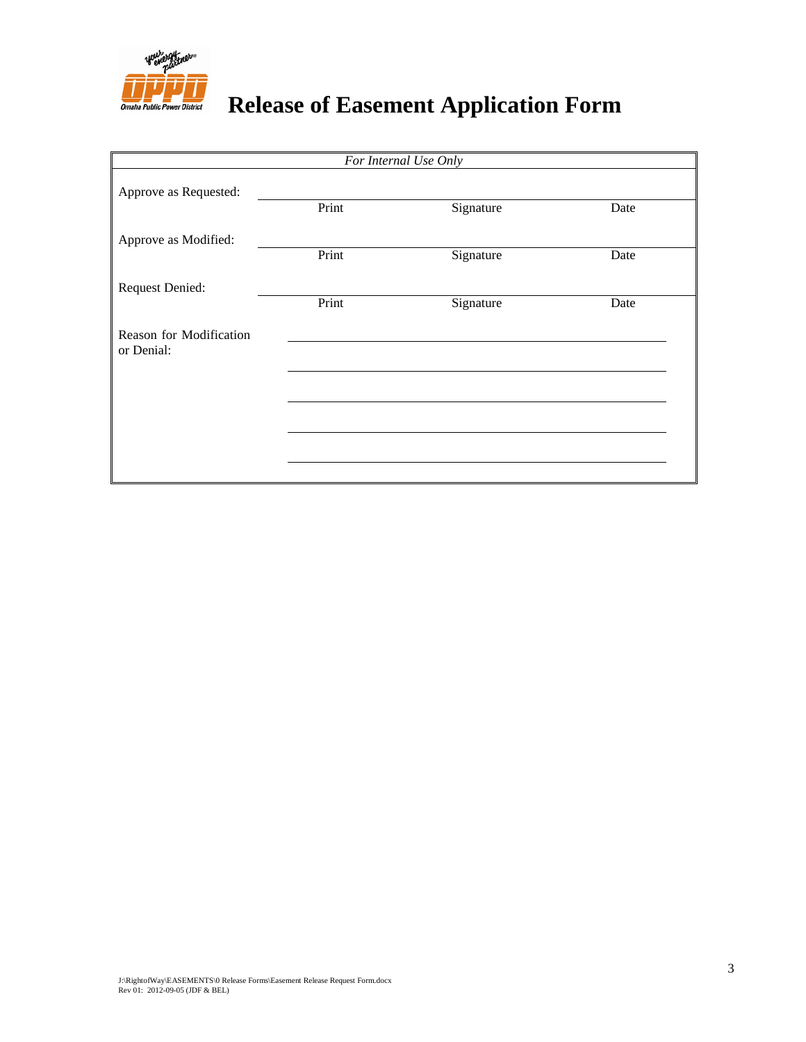# Release of Easement Application Form

| *For Internal Use Only* | | | |
|---|---|---|---|
| Approve as Requested: | Print | Signature | Date |
| Approve as Modified: | Print | Signature | Date |
| Request Denied: | Print | Signature | Date |
| Reason for Modification or Denial: | | | |

J:\RightofWay\EASEMENTS\0 Release Forms\Easement Release Request Form.docx
Rev 01: 2012-09-05 (JDF & BEL)